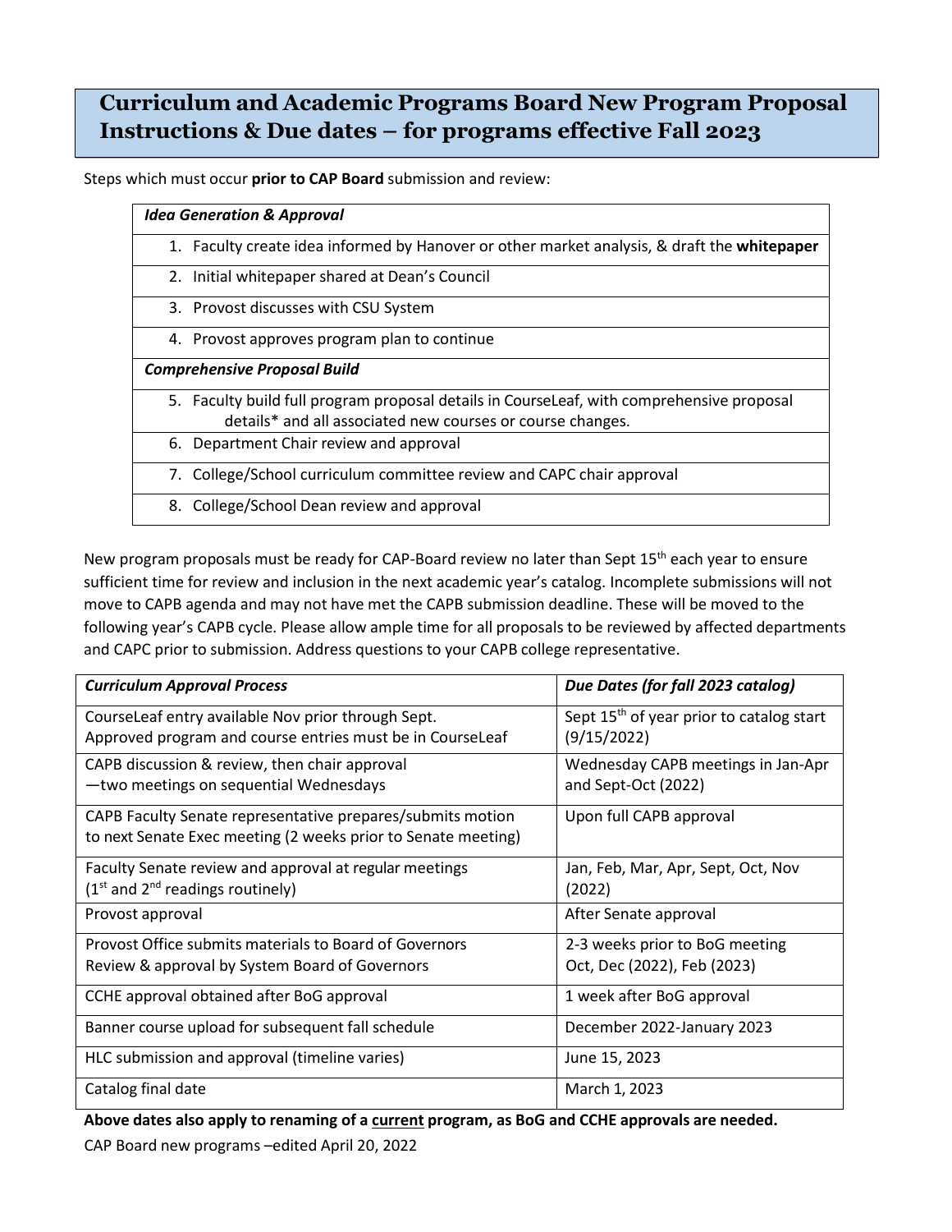# Curriculum and Academic Programs Board New Program Proposal Instructions & Due dates – for programs effective Fall 2023

Steps which must occur **prior to CAP Board** submission and review:

| *Idea Generation & Approval* |
|---|
| 1. Faculty create idea informed by Hanover or other market analysis, & draft the **whitepaper** |
| 2. Initial whitepaper shared at Dean's Council |
| 3. Provost discusses with CSU System |
| 4. Provost approves program plan to continue |
| ***Comprehensive Proposal Build*** |
| 5. Faculty build full program proposal details in CourseLeaf, with comprehensive proposal details* and all associated new courses or course changes. |
| 6. Department Chair review and approval |
| 7. College/School curriculum committee review and CAPC chair approval |
| 8. College/School Dean review and approval |

New program proposals must be ready for CAP-Board review no later than Sept 15th each year to ensure sufficient time for review and inclusion in the next academic year's catalog. Incomplete submissions will not move to CAPB agenda and may not have met the CAPB submission deadline. These will be moved to the following year's CAPB cycle. Please allow ample time for all proposals to be reviewed by affected departments and CAPC prior to submission. Address questions to your CAPB college representative.

| *Curriculum Approval Process* | *Due Dates (for fall 2023 catalog)* |
|---|---|
| CourseLeaf entry available Nov prior through Sept. Approved program and course entries must be in CourseLeaf | Sept 15th of year prior to catalog start (9/15/2022) |
| CAPB discussion & review, then chair approval —two meetings on sequential Wednesdays | Wednesday CAPB meetings in Jan-Apr and Sept-Oct (2022) |
| CAPB Faculty Senate representative prepares/submits motion to next Senate Exec meeting (2 weeks prior to Senate meeting) | Upon full CAPB approval |
| Faculty Senate review and approval at regular meetings (1st and 2nd readings routinely) | Jan, Feb, Mar, Apr, Sept, Oct, Nov (2022) |
| Provost approval | After Senate approval |
| Provost Office submits materials to Board of Governors Review & approval by System Board of Governors | 2-3 weeks prior to BoG meeting Oct, Dec (2022), Feb (2023) |
| CCHE approval obtained after BoG approval | 1 week after BoG approval |
| Banner course upload for subsequent fall schedule | December 2022-January 2023 |
| HLC submission and approval (timeline varies) | June 15, 2023 |
| Catalog final date | March 1, 2023 |

**Above dates also apply to renaming of a <u>current</u> program, as BoG and CCHE approvals are needed.**

CAP Board new programs –edited April 20, 2022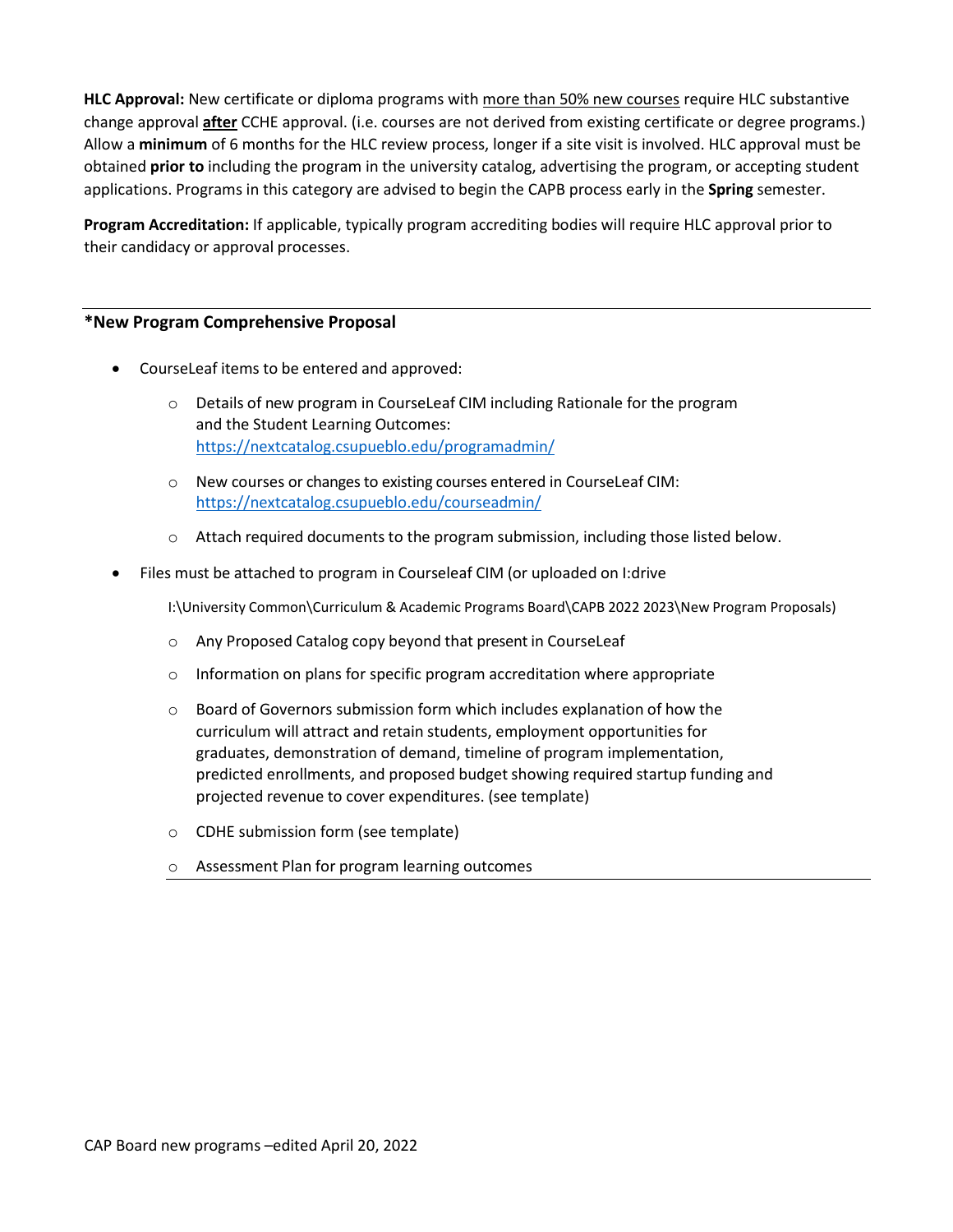**HLC Approval:** New certificate or diploma programs with <u>more than 50% new courses</u> require HLC substantive change approval **<u>after</u>** CCHE approval. (i.e. courses are not derived from existing certificate or degree programs.) Allow a **minimum** of 6 months for the HLC review process, longer if a site visit is involved. HLC approval must be obtained **prior to** including the program in the university catalog, advertising the program, or accepting student applications. Programs in this category are advised to begin the CAPB process early in the **Spring** semester.

**Program Accreditation:** If applicable, typically program accrediting bodies will require HLC approval prior to their candidacy or approval processes.

---

### *New Program Comprehensive Proposal

- CourseLeaf items to be entered and approved:
  - Details of new program in CourseLeaf CIM including Rationale for the program and the Student Learning Outcomes: https://nextcatalog.csupueblo.edu/programadmin/
  - New courses or changes to existing courses entered in CourseLeaf CIM: https://nextcatalog.csupueblo.edu/courseadmin/
  - Attach required documents to the program submission, including those listed below.
- Files must be attached to program in Courseleaf CIM (or uploaded on I:drive

  I:\University Common\Curriculum & Academic Programs Board\CAPB 2022 2023\New Program Proposals)
  - Any Proposed Catalog copy beyond that present in CourseLeaf
  - Information on plans for specific program accreditation where appropriate
  - Board of Governors submission form which includes explanation of how the curriculum will attract and retain students, employment opportunities for graduates, demonstration of demand, timeline of program implementation, predicted enrollments, and proposed budget showing required startup funding and projected revenue to cover expenditures. (see template)
  - CDHE submission form (see template)
  - Assessment Plan for program learning outcomes

---

CAP Board new programs –edited April 20, 2022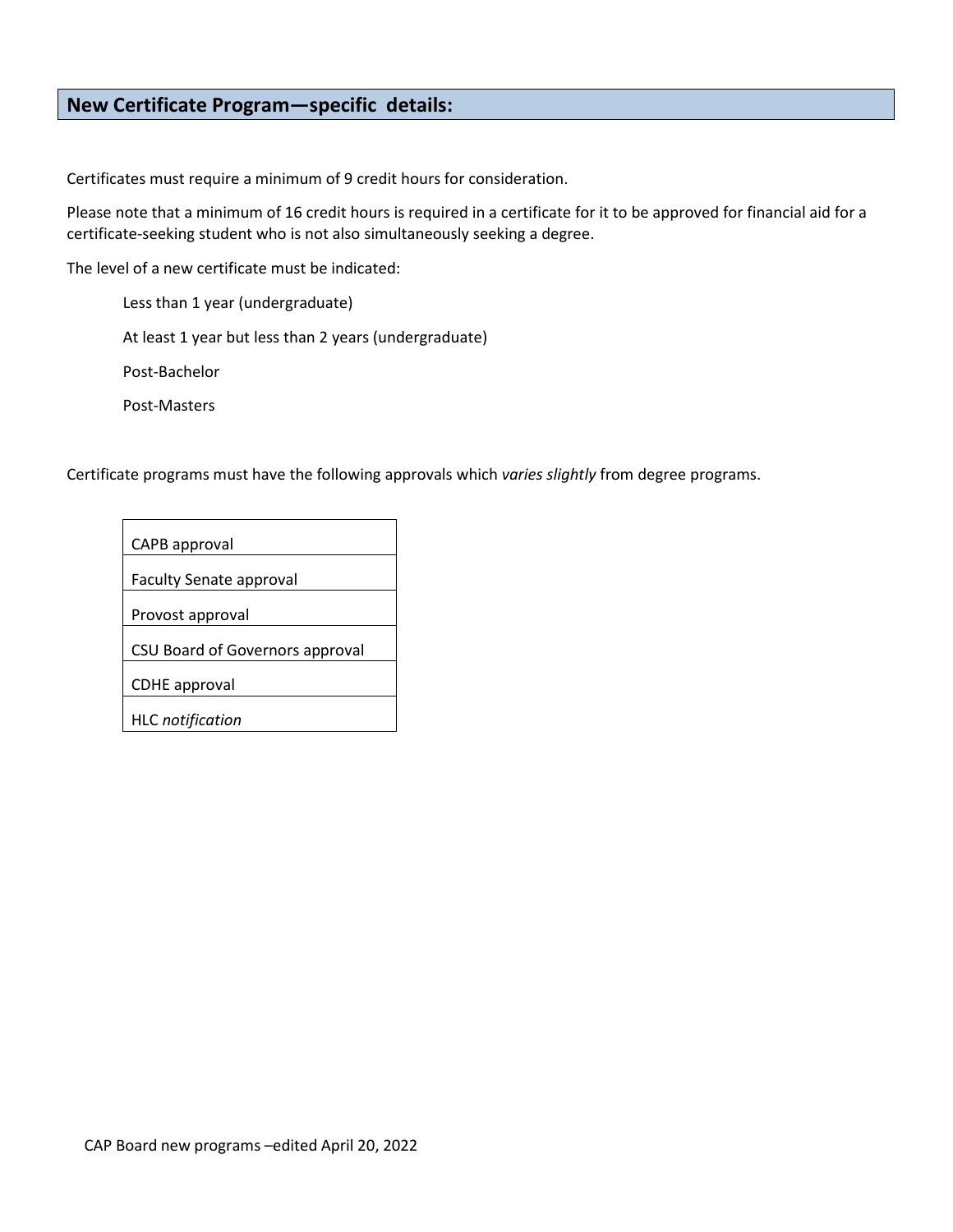## New Certificate Program—specific details:

Certificates must require a minimum of 9 credit hours for consideration.

Please note that a minimum of 16 credit hours is required in a certificate for it to be approved for financial aid for a certificate-seeking student who is not also simultaneously seeking a degree.

The level of a new certificate must be indicated:

- Less than 1 year (undergraduate)
- At least 1 year but less than 2 years (undergraduate)
- Post-Bachelor
- Post-Masters

Certificate programs must have the following approvals which *varies slightly* from degree programs.

| |
|---|
| CAPB approval |
| Faculty Senate approval |
| Provost approval |
| CSU Board of Governors approval |
| CDHE approval |
| HLC *notification* |